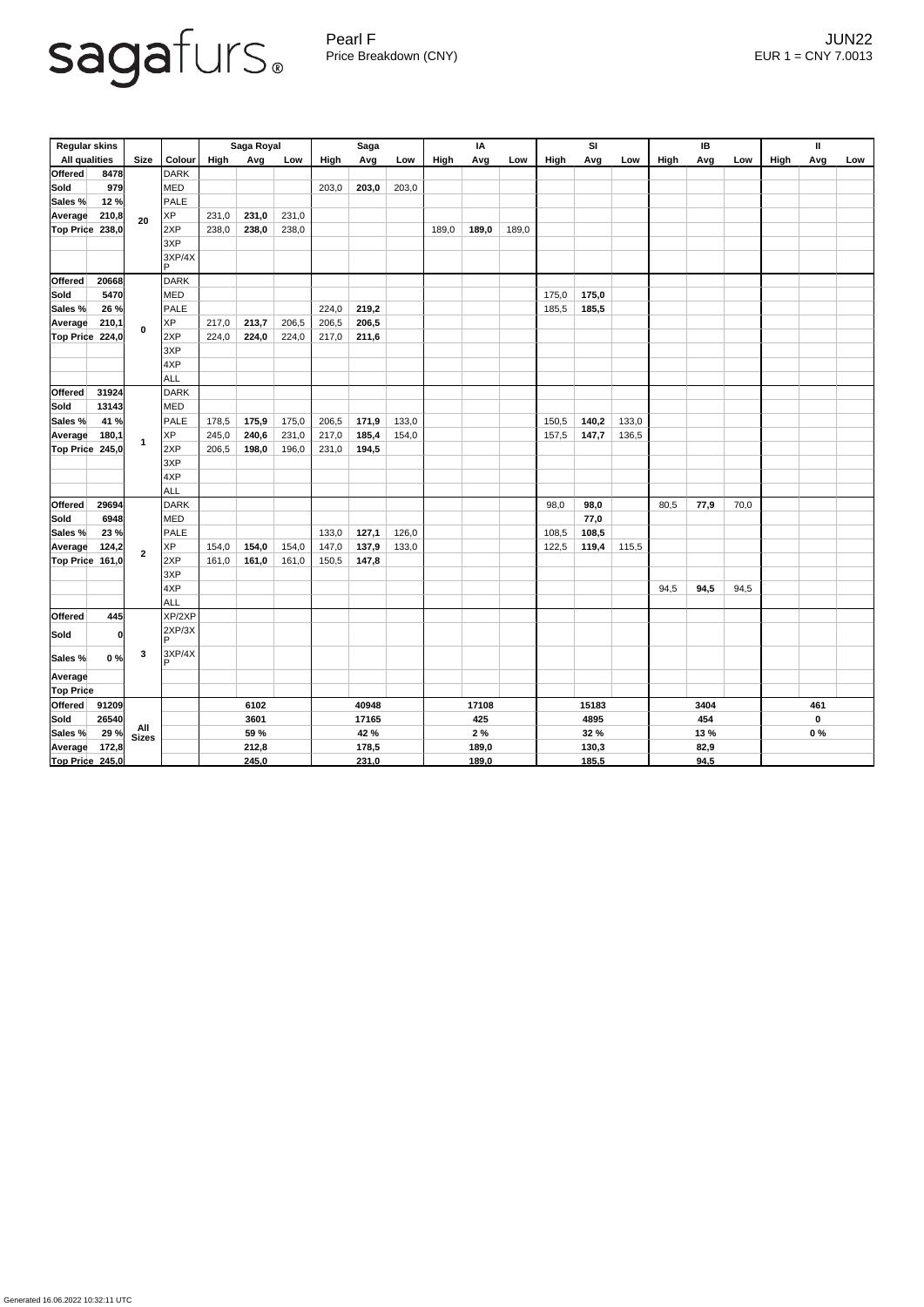sagafurs®

Pearl F
Price Breakdown (CNY)

JUN22
EUR 1 = CNY 7.0013

| Regular skins | | Size | Colour | Saga Royal | | | Saga | | | IA | | | SI | | | IB | | | II | | |
|---|---|---|---|---|---|---|---|---|---|---|---|---|---|---|---|---|---|---|---|---|---|
| All qualities | | | | High | Avg | Low | High | Avg | Low | High | Avg | Low | High | Avg | Low | High | Avg | Low | High | Avg | Low |
| Offered | 8478 | 20 | DARK | | | | | | | | | | | | | | | | | | |
| Sold | 979 | | MED | | | | 203,0 | **203,0** | 203,0 | | | | | | | | | | | | |
| Sales % | 12 % | | PALE | | | | | | | | | | | | | | | | | | |
| Average | 210,8 | | XP | 231,0 | **231,0** | 231,0 | | | | | | | | | | | | | | | |
| Top Price | 238,0 | | 2XP | 238,0 | **238,0** | 238,0 | | | | 189,0 | **189,0** | 189,0 | | | | | | | | | |
| | | | 3XP | | | | | | | | | | | | | | | | | | |
| | | | 3XP/4XP | | | | | | | | | | | | | | | | | | |
| Offered | 20668 | 0 | DARK | | | | | | | | | | | | | | | | | | |
| Sold | 5470 | | MED | | | | | | | | | | 175,0 | **175,0** | | | | | | | |
| Sales % | 26 % | | PALE | | | | 224,0 | **219,2** | | | | | 185,5 | **185,5** | | | | | | | |
| Average | 210,1 | | XP | 217,0 | **213,7** | 206,5 | 206,5 | **206,5** | | | | | | | | | | | | | |
| Top Price | 224,0 | | 2XP | 224,0 | **224,0** | 224,0 | 217,0 | **211,6** | | | | | | | | | | | | | |
| | | | 3XP | | | | | | | | | | | | | | | | | | |
| | | | 4XP | | | | | | | | | | | | | | | | | | |
| | | | ALL | | | | | | | | | | | | | | | | | | |
| Offered | 31924 | 1 | DARK | | | | | | | | | | | | | | | | | | |
| Sold | 13143 | | MED | | | | | | | | | | | | | | | | | | |
| Sales % | 41 % | | PALE | 178,5 | **175,9** | 175,0 | 206,5 | **171,9** | 133,0 | | | | 150,5 | **140,2** | 133,0 | | | | | | |
| Average | 180,1 | | XP | 245,0 | **240,6** | 231,0 | 217,0 | **185,4** | 154,0 | | | | 157,5 | **147,7** | 136,5 | | | | | | |
| Top Price | 245,0 | | 2XP | 206,5 | **198,0** | 196,0 | 231,0 | **194,5** | | | | | | | | | | | | | |
| | | | 3XP | | | | | | | | | | | | | | | | | | |
| | | | 4XP | | | | | | | | | | | | | | | | | | |
| | | | ALL | | | | | | | | | | | | | | | | | | |
| Offered | 29694 | 2 | DARK | | | | | | | | | | 98,0 | **98,0** | | 80,5 | **77,9** | 70,0 | | | |
| Sold | 6948 | | MED | | | | | | | | | | | **77,0** | | | | | | | |
| Sales % | 23 % | | PALE | | | | 133,0 | **127,1** | 126,0 | | | | 108,5 | **108,5** | | | | | | | |
| Average | 124,2 | | XP | 154,0 | **154,0** | 154,0 | 147,0 | **137,9** | 133,0 | | | | 122,5 | **119,4** | 115,5 | | | | | | |
| Top Price | 161,0 | | 2XP | 161,0 | **161,0** | 161,0 | 150,5 | **147,8** | | | | | | | | | | | | | |
| | | | 3XP | | | | | | | | | | | | | | | | | | |
| | | | 4XP | | | | | | | | | | | | | 94,5 | **94,5** | 94,5 | | | |
| | | | ALL | | | | | | | | | | | | | | | | | | |
| Offered | 445 | 3 | XP/2XP | | | | | | | | | | | | | | | | | | |
| Sold | 0 | | 2XP/3XP | | | | | | | | | | | | | | | | | | |
| Sales % | 0 % | | 3XP/4XP | | | | | | | | | | | | | | | | | | |
| Average | | | | | | | | | | | | | | | | | | | | | |
| Top Price | | | | | | | | | | | | | | | | | | | | | |
| Offered | 91209 | All Sizes | | | **6102** | | | **40948** | | | **17108** | | | **15183** | | | **3404** | | | **461** | |
| Sold | 26540 | | | | **3601** | | | **17165** | | | **425** | | | **4895** | | | **454** | | | **0** | |
| Sales % | 29 % | | | | **59 %** | | | **42 %** | | | **2 %** | | | **32 %** | | | **13 %** | | | **0 %** | |
| Average | 172,8 | | | | **212,8** | | | **178,5** | | | **189,0** | | | **130,3** | | | **82,9** | | | | |
| Top Price | 245,0 | | | | **245,0** | | | **231,0** | | | **189,0** | | | **185,5** | | | **94,5** | | | | |

Generated 16.06.2022 10:32:11 UTC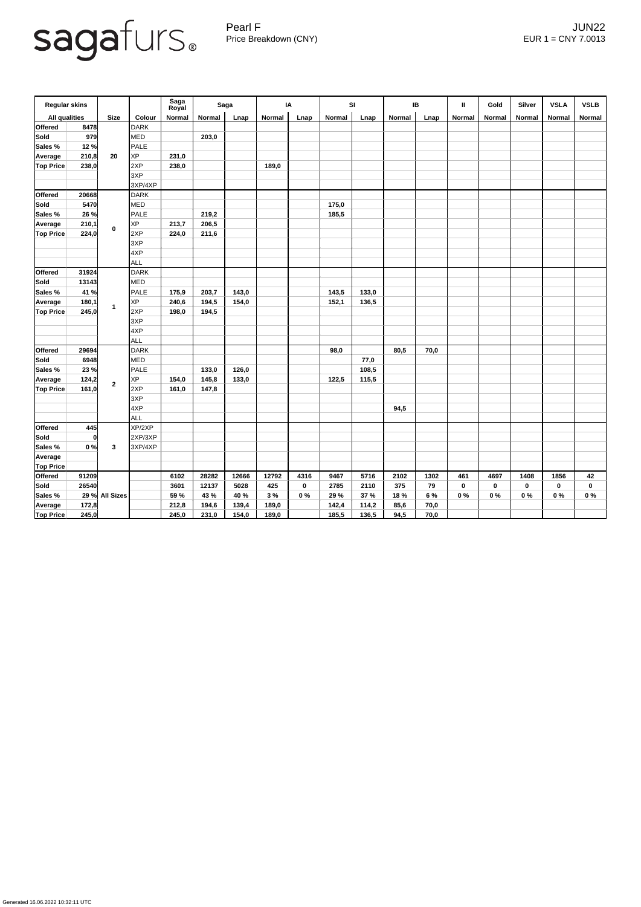# Pearl F

Price Breakdown (CNY)

JUN22

EUR 1 = CNY 7.0013

| Regular skins | | | | Saga Royal | Saga | | IA | | SI | | IB | | II | Gold | Silver | VSLA | VSLB |
|---|---|---|---|---|---|---|---|---|---|---|---|---|---|---|---|---|---|
| All qualities | | Size | Colour | Normal | Normal | Lnap | Normal | Lnap | Normal | Lnap | Normal | Lnap | Normal | Normal | Normal | Normal | Normal |
| Offered | 8478 | | DARK | | | | | | | | | | | | | | |
| Sold | 979 | | MED | | 203,0 | | | | | | | | | | | | |
| Sales % | 12 % | | PALE | | | | | | | | | | | | | | |
| Average | 210,8 | 20 | XP | 231,0 | | | | | | | | | | | | | |
| Top Price | 238,0 | | 2XP | 238,0 | | | 189,0 | | | | | | | | | | |
| | | | 3XP | | | | | | | | | | | | | | |
| | | | 3XP/4XP | | | | | | | | | | | | | | |
| Offered | 20668 | | DARK | | | | | | | | | | | | | | |
| Sold | 5470 | | MED | | | | | | 175,0 | | | | | | | | |
| Sales % | 26 % | | PALE | | 219,2 | | | | 185,5 | | | | | | | | |
| Average | 210,1 | 0 | XP | 213,7 | 206,5 | | | | | | | | | | | | |
| Top Price | 224,0 | | 2XP | 224,0 | 211,6 | | | | | | | | | | | | |
| | | | 3XP | | | | | | | | | | | | | | |
| | | | 4XP | | | | | | | | | | | | | | |
| | | | ALL | | | | | | | | | | | | | | |
| Offered | 31924 | | DARK | | | | | | | | | | | | | | |
| Sold | 13143 | | MED | | | | | | | | | | | | | | |
| Sales % | 41 % | | PALE | 175,9 | 203,7 | 143,0 | | | 143,5 | 133,0 | | | | | | | |
| Average | 180,1 | 1 | XP | 240,6 | 194,5 | 154,0 | | | 152,1 | 136,5 | | | | | | | |
| Top Price | 245,0 | | 2XP | 198,0 | 194,5 | | | | | | | | | | | | |
| | | | 3XP | | | | | | | | | | | | | | |
| | | | 4XP | | | | | | | | | | | | | | |
| | | | ALL | | | | | | | | | | | | | | |
| Offered | 29694 | | DARK | | | | | | 98,0 | | 80,5 | 70,0 | | | | | |
| Sold | 6948 | | MED | | | | | | | 77,0 | | | | | | | |
| Sales % | 23 % | | PALE | | 133,0 | 126,0 | | | | 108,5 | | | | | | | |
| Average | 124,2 | 2 | XP | 154,0 | 145,8 | 133,0 | | | 122,5 | 115,5 | | | | | | | |
| Top Price | 161,0 | | 2XP | 161,0 | 147,8 | | | | | | | | | | | | |
| | | | 3XP | | | | | | | | | | | | | | |
| | | | 4XP | | | | | | | | 94,5 | | | | | | |
| | | | ALL | | | | | | | | | | | | | | |
| Offered | 445 | | XP/2XP | | | | | | | | | | | | | | |
| Sold | 0 | | 2XP/3XP | | | | | | | | | | | | | | |
| Sales % | 0 % | 3 | 3XP/4XP | | | | | | | | | | | | | | |
| Average | | | | | | | | | | | | | | | | | |
| Top Price | | | | | | | | | | | | | | | | | |
| Offered | 91209 | | | 6102 | 28282 | 12666 | 12792 | 4316 | 9467 | 5716 | 2102 | 1302 | 461 | 4697 | 1408 | 1856 | 42 |
| Sold | 26540 | | | 3601 | 12137 | 5028 | 425 | 0 | 2785 | 2110 | 375 | 79 | 0 | 0 | 0 | 0 | 0 |
| Sales % | 29 % | All Sizes | | 59 % | 43 % | 40 % | 3 % | 0 % | 29 % | 37 % | 18 % | 6 % | 0 % | 0 % | 0 % | 0 % | 0 % |
| Average | 172,8 | | | 212,8 | 194,6 | 139,4 | 189,0 | | 142,4 | 114,2 | 85,6 | 70,0 | | | | | |
| Top Price | 245,0 | | | 245,0 | 231,0 | 154,0 | 189,0 | | 185,5 | 136,5 | 94,5 | 70,0 | | | | | |

Generated 16.06.2022 10:32:11 UTC